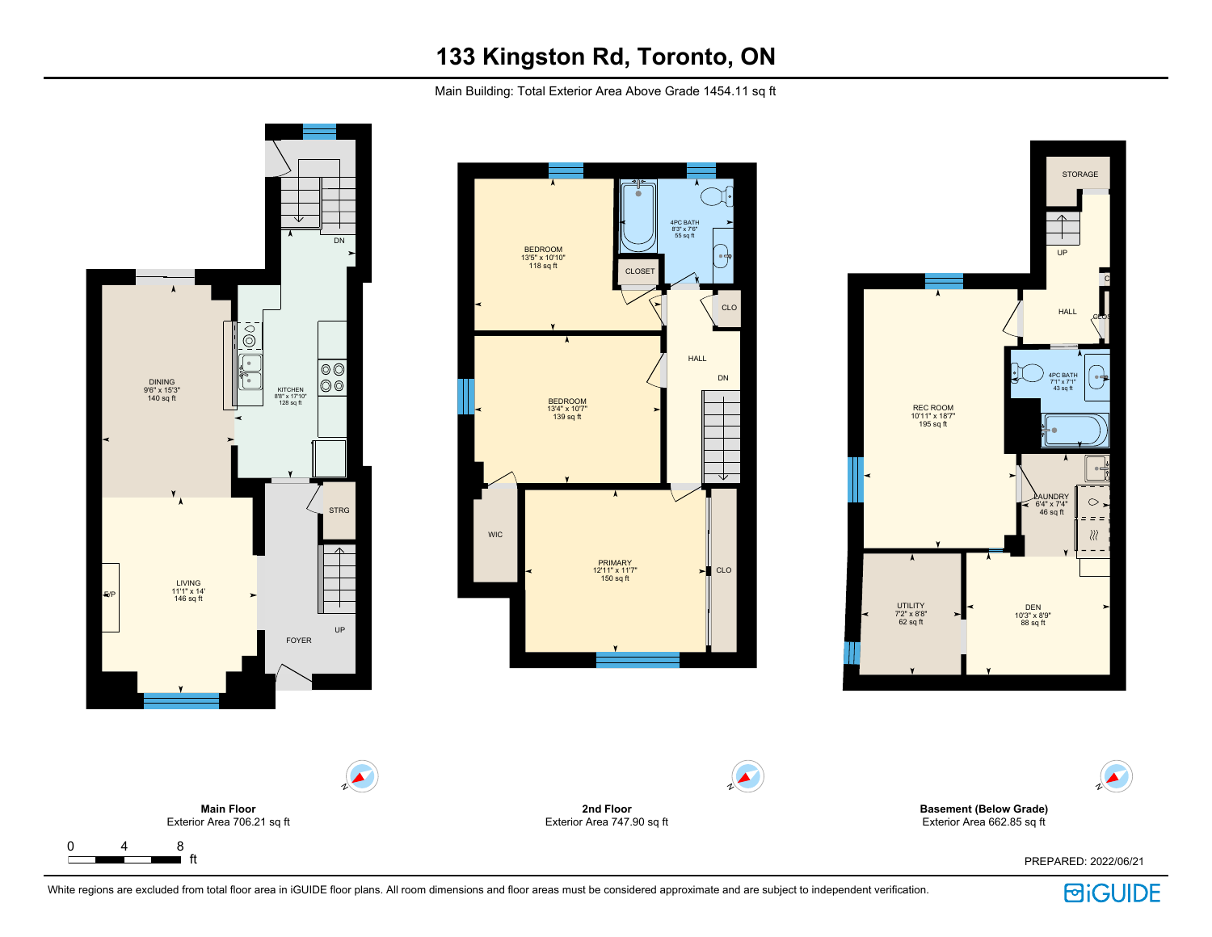# 133 Kingston Rd, Toronto, ON

Main Building: Total Exterior Area Above Grade 1454.11 sq ft

DN

DINING
9'6" x 15'3"
140 sq ft

KITCHEN
8'8" x 17'10"
128 sq ft

STRG

LIVING
11'1" x 14'
146 sq ft

F/P

UP

FOYER

BEDROOM
13'5" x 10'10"
118 sq ft

4PC BATH
8'3" x 7'6"
55 sq ft

CLOSET

CLO

HALL

DN

BEDROOM
13'4" x 10'7"
139 sq ft

WIC

PRIMARY
12'11" x 11'7"
150 sq ft

CLO

STORAGE

UP

HALL

C

CLO

REC ROOM
10'11" x 18'7"
195 sq ft

4PC BATH
7'1" x 7'1"
43 sq ft

LAUNDRY
6'4" x 7'4"
46 sq ft

UTILITY
7'2" x 8'8"
62 sq ft

DEN
10'3" x 8'9"
88 sq ft

**Main Floor**
Exterior Area 706.21 sq ft

**2nd Floor**
Exterior Area 747.90 sq ft

**Basement (Below Grade)**
Exterior Area 662.85 sq ft

0 4 8 ft

PREPARED: 2022/06/21

White regions are excluded from total floor area in iGUIDE floor plans. All room dimensions and floor areas must be considered approximate and are subject to independent verification.

iGUIDE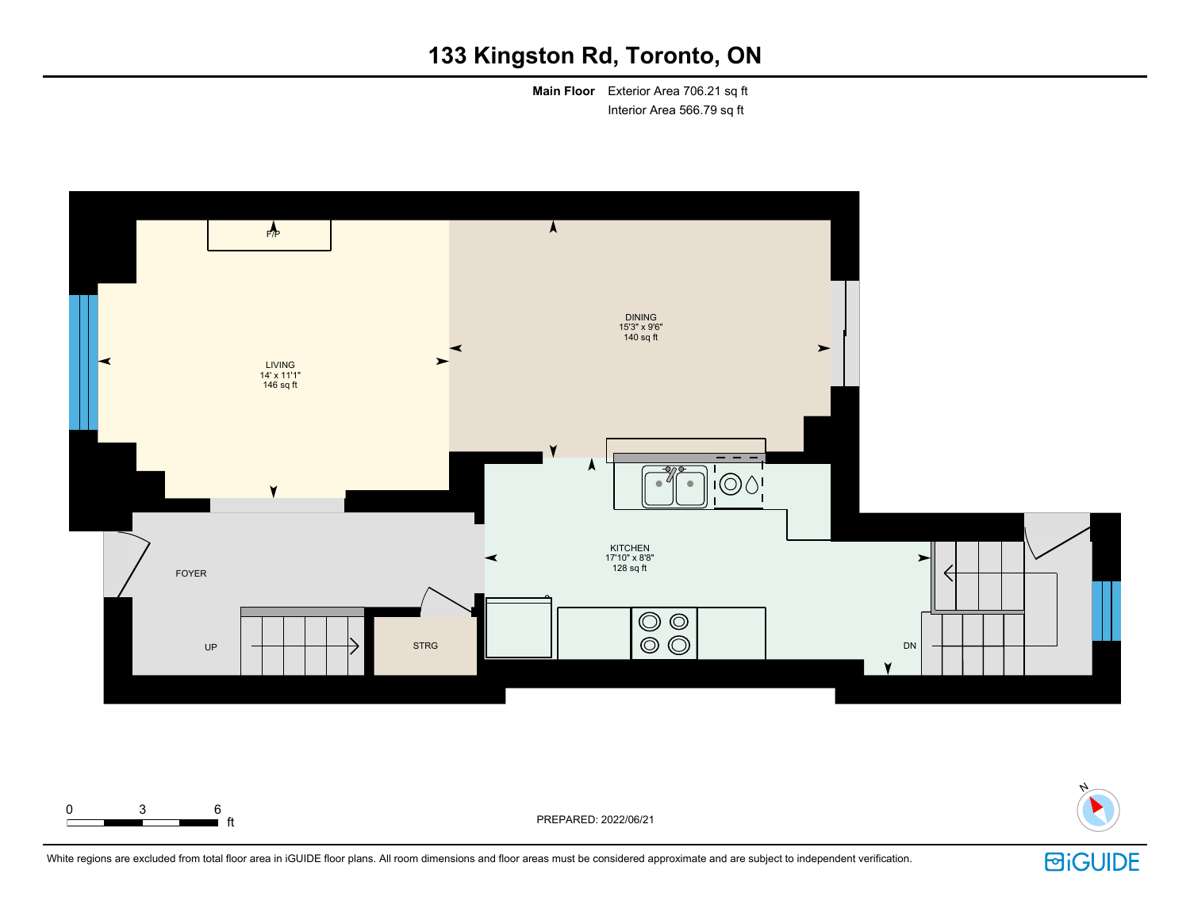# 133 Kingston Rd, Toronto, ON

**Main Floor** Exterior Area 706.21 sq ft
Interior Area 566.79 sq ft

F/P

LIVING
14' x 11'1"
146 sq ft

DINING
15'3" x 9'6"
140 sq ft

KITCHEN
17'10" x 8'8"
128 sq ft

FOYER

UP

STRG

DN

0 3 6 ft

PREPARED: 2022/06/21

White regions are excluded from total floor area in iGUIDE floor plans. All room dimensions and floor areas must be considered approximate and are subject to independent verification.

iGUIDE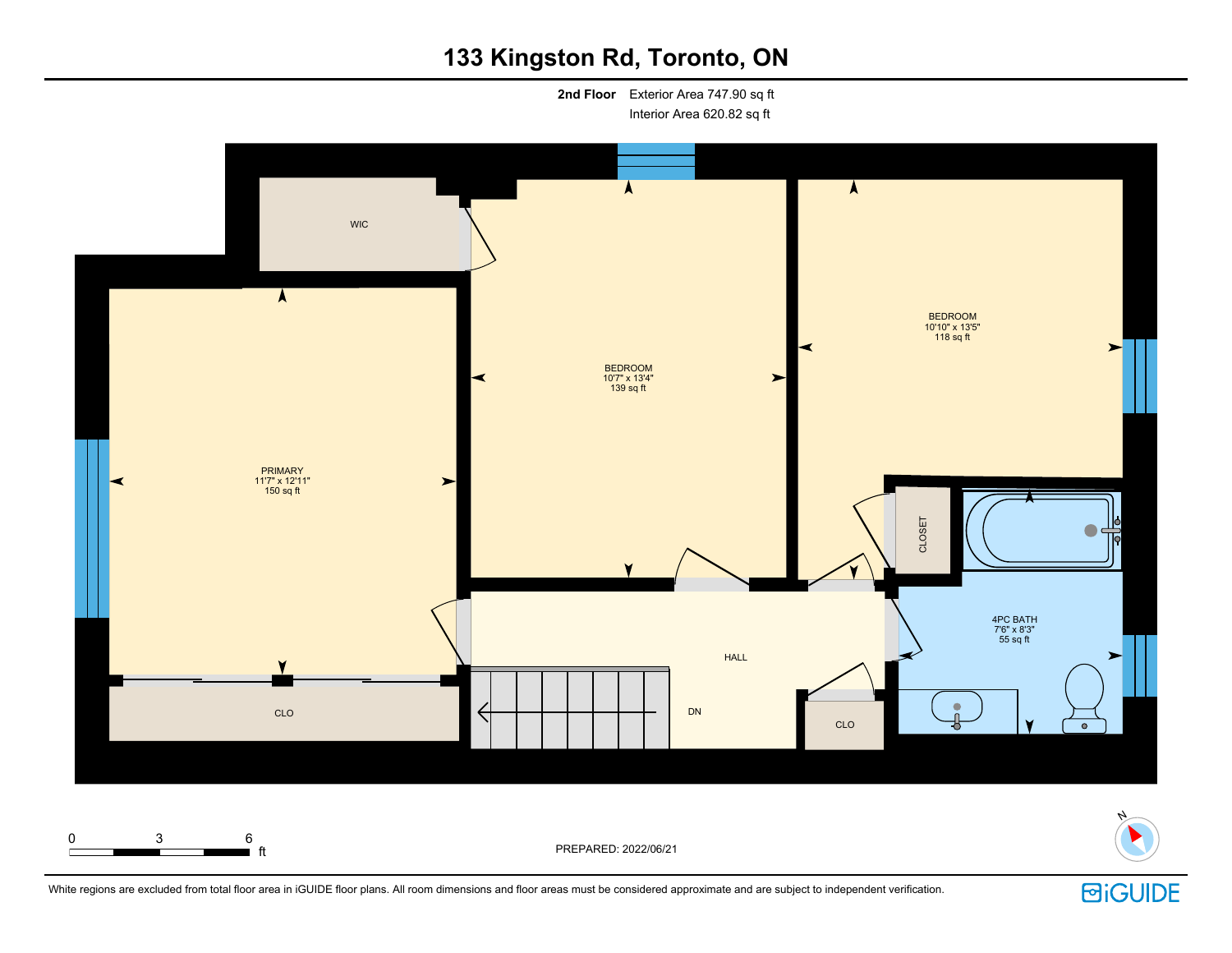# 133 Kingston Rd, Toronto, ON

**2nd Floor** Exterior Area 747.90 sq ft
Interior Area 620.82 sq ft

WIC

PRIMARY
11'7" x 12'11"
150 sq ft

CLO

BEDROOM
10'7" x 13'4"
139 sq ft

BEDROOM
10'10" x 13'5"
118 sq ft

CLOSET

4PC BATH
7'6" x 8'3"
55 sq ft

HALL

DN

CLO

0 3 6 ft

PREPARED: 2022/06/21

N

White regions are excluded from total floor area in iGUIDE floor plans. All room dimensions and floor areas must be considered approximate and are subject to independent verification.

iGUIDE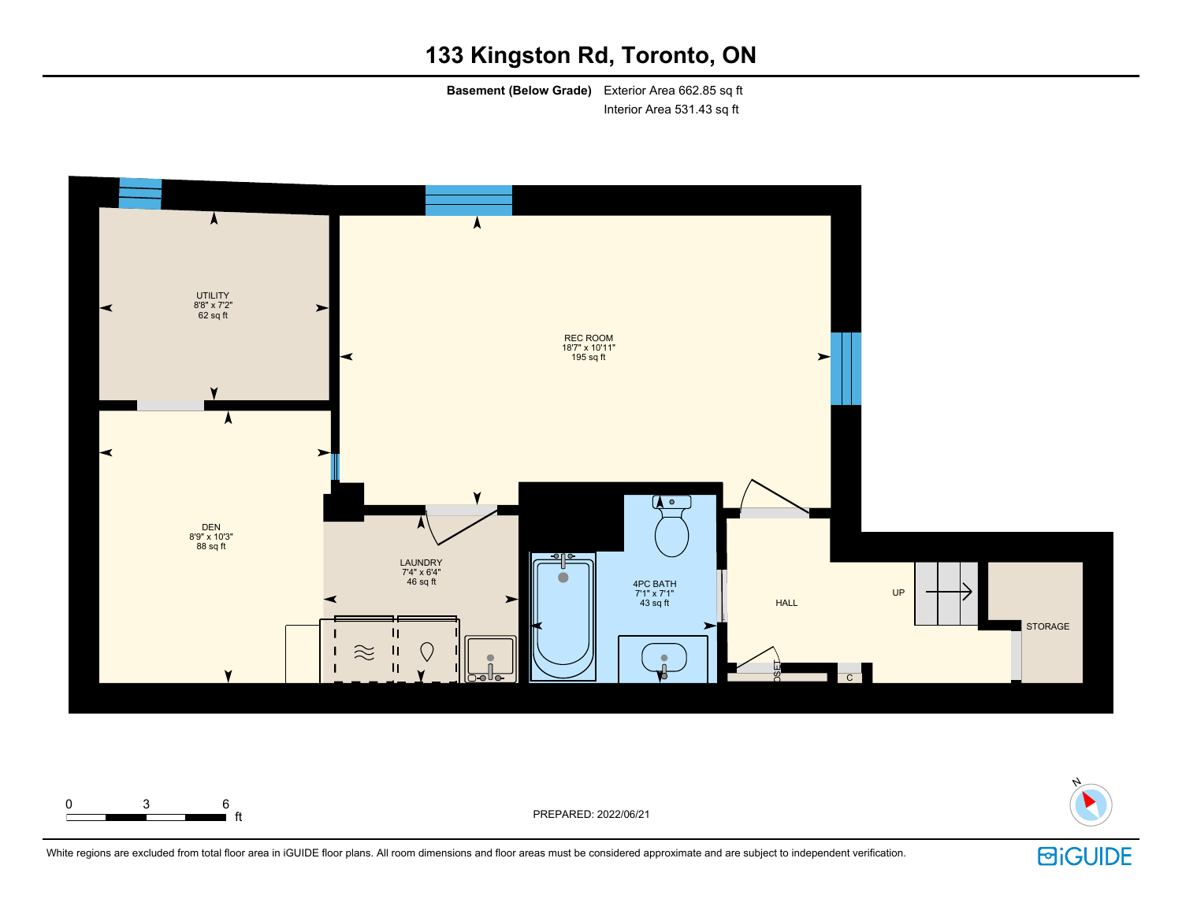# 133 Kingston Rd, Toronto, ON

**Basement (Below Grade)** Exterior Area 662.85 sq ft
Interior Area 531.43 sq ft

UTILITY
8'8" x 7'2"
62 sq ft

REC ROOM
18'7" x 10'11"
195 sq ft

DEN
8'9" x 10'3"
88 sq ft

LAUNDRY
7'4" x 6'4"
46 sq ft

4PC BATH
7'1" x 7'1"
43 sq ft

HALL

UP

STORAGE

CLOSET

C

0 3 6 ft

PREPARED: 2022/06/21

White regions are excluded from total floor area in iGUIDE floor plans. All room dimensions and floor areas must be considered approximate and are subject to independent verification.

iGUIDE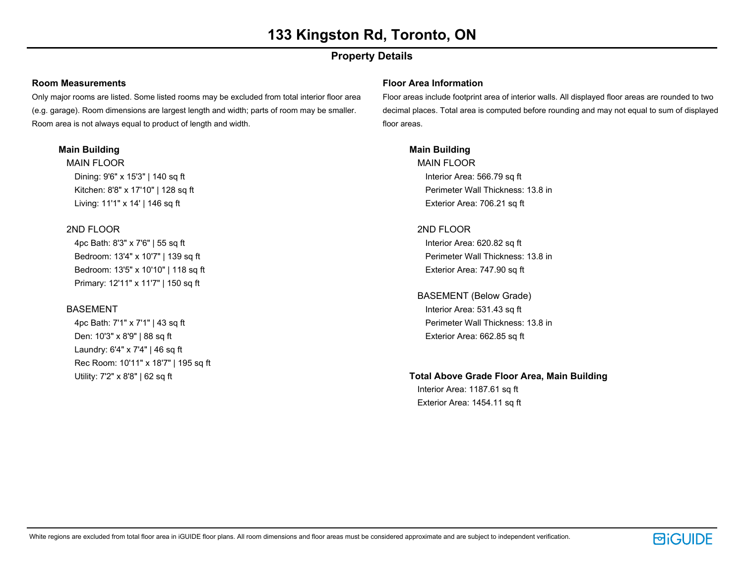# 133 Kingston Rd, Toronto, ON

## Property Details

### Room Measurements

Only major rooms are listed. Some listed rooms may be excluded from total interior floor area (e.g. garage). Room dimensions are largest length and width; parts of room may be smaller. Room area is not always equal to product of length and width.

**Main Building**

MAIN FLOOR

- Dining: 9'6" x 15'3" | 140 sq ft
- Kitchen: 8'8" x 17'10" | 128 sq ft
- Living: 11'1" x 14' | 146 sq ft

2ND FLOOR

- 4pc Bath: 8'3" x 7'6" | 55 sq ft
- Bedroom: 13'4" x 10'7" | 139 sq ft
- Bedroom: 13'5" x 10'10" | 118 sq ft
- Primary: 12'11" x 11'7" | 150 sq ft

BASEMENT

- 4pc Bath: 7'1" x 7'1" | 43 sq ft
- Den: 10'3" x 8'9" | 88 sq ft
- Laundry: 6'4" x 7'4" | 46 sq ft
- Rec Room: 10'11" x 18'7" | 195 sq ft
- Utility: 7'2" x 8'8" | 62 sq ft

### Floor Area Information

Floor areas include footprint area of interior walls. All displayed floor areas are rounded to two decimal places. Total area is computed before rounding and may not equal to sum of displayed floor areas.

**Main Building**

MAIN FLOOR

- Interior Area: 566.79 sq ft
- Perimeter Wall Thickness: 13.8 in
- Exterior Area: 706.21 sq ft

2ND FLOOR

- Interior Area: 620.82 sq ft
- Perimeter Wall Thickness: 13.8 in
- Exterior Area: 747.90 sq ft

BASEMENT (Below Grade)

- Interior Area: 531.43 sq ft
- Perimeter Wall Thickness: 13.8 in
- Exterior Area: 662.85 sq ft

**Total Above Grade Floor Area, Main Building**

- Interior Area: 1187.61 sq ft
- Exterior Area: 1454.11 sq ft

White regions are excluded from total floor area in iGUIDE floor plans. All room dimensions and floor areas must be considered approximate and are subject to independent verification.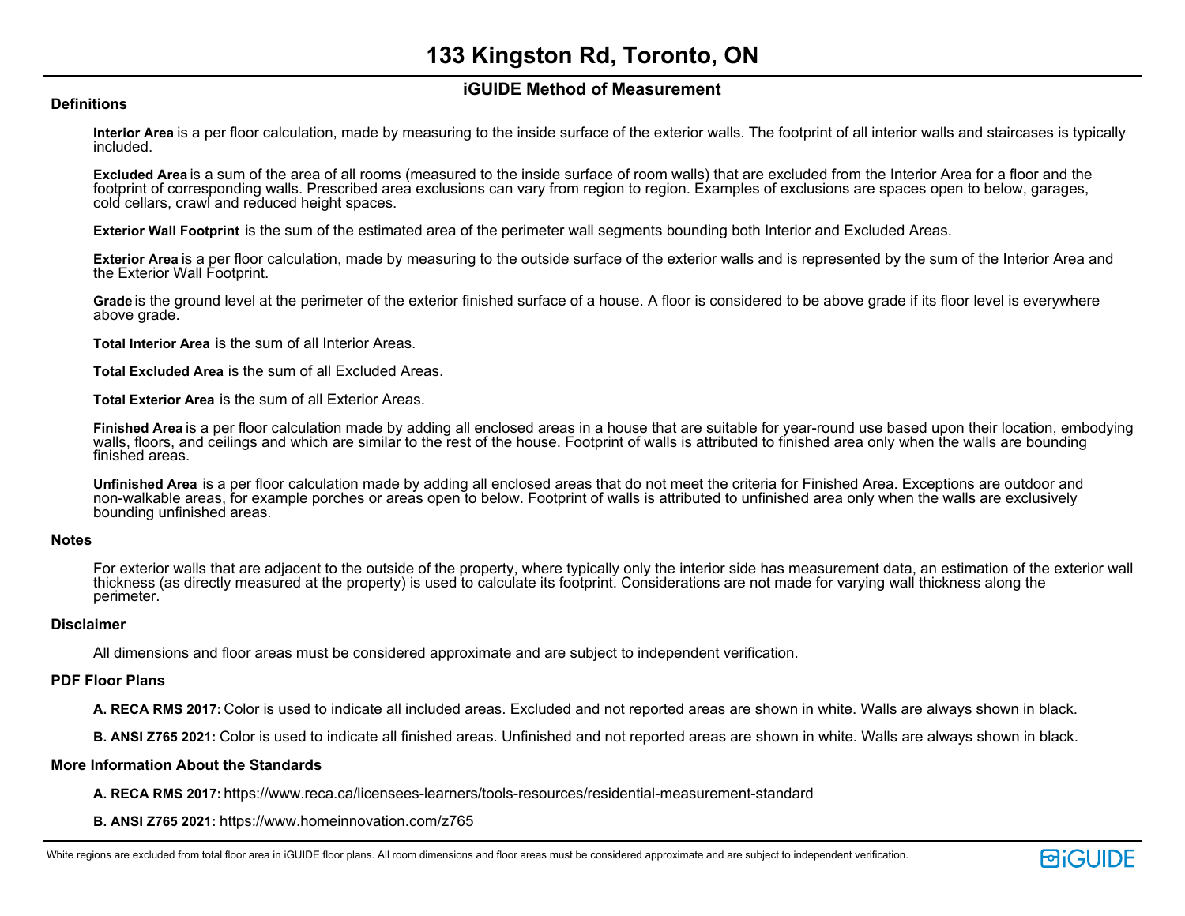# 133 Kingston Rd, Toronto, ON

## iGUIDE Method of Measurement

### Definitions

**Interior Area** is a per floor calculation, made by measuring to the inside surface of the exterior walls. The footprint of all interior walls and staircases is typically included.

**Excluded Area** is a sum of the area of all rooms (measured to the inside surface of room walls) that are excluded from the Interior Area for a floor and the footprint of corresponding walls. Prescribed area exclusions can vary from region to region. Examples of exclusions are spaces open to below, garages, cold cellars, crawl and reduced height spaces.

**Exterior Wall Footprint** is the sum of the estimated area of the perimeter wall segments bounding both Interior and Excluded Areas.

**Exterior Area** is a per floor calculation, made by measuring to the outside surface of the exterior walls and is represented by the sum of the Interior Area and the Exterior Wall Footprint.

**Grade** is the ground level at the perimeter of the exterior finished surface of a house. A floor is considered to be above grade if its floor level is everywhere above grade.

**Total Interior Area** is the sum of all Interior Areas.

**Total Excluded Area** is the sum of all Excluded Areas.

**Total Exterior Area** is the sum of all Exterior Areas.

**Finished Area** is a per floor calculation made by adding all enclosed areas in a house that are suitable for year-round use based upon their location, embodying walls, floors, and ceilings and which are similar to the rest of the house. Footprint of walls is attributed to finished area only when the walls are bounding finished areas.

**Unfinished Area** is a per floor calculation made by adding all enclosed areas that do not meet the criteria for Finished Area. Exceptions are outdoor and non-walkable areas, for example porches or areas open to below. Footprint of walls is attributed to unfinished area only when the walls are exclusively bounding unfinished areas.

### Notes

For exterior walls that are adjacent to the outside of the property, where typically only the interior side has measurement data, an estimation of the exterior wall thickness (as directly measured at the property) is used to calculate its footprint. Considerations are not made for varying wall thickness along the perimeter.

### Disclaimer

All dimensions and floor areas must be considered approximate and are subject to independent verification.

### PDF Floor Plans

**A. RECA RMS 2017:** Color is used to indicate all included areas. Excluded and not reported areas are shown in white. Walls are always shown in black.

**B. ANSI Z765 2021:** Color is used to indicate all finished areas. Unfinished and not reported areas are shown in white. Walls are always shown in black.

### More Information About the Standards

**A. RECA RMS 2017:** https://www.reca.ca/licensees-learners/tools-resources/residential-measurement-standard

**B. ANSI Z765 2021:** https://www.homeinnovation.com/z765